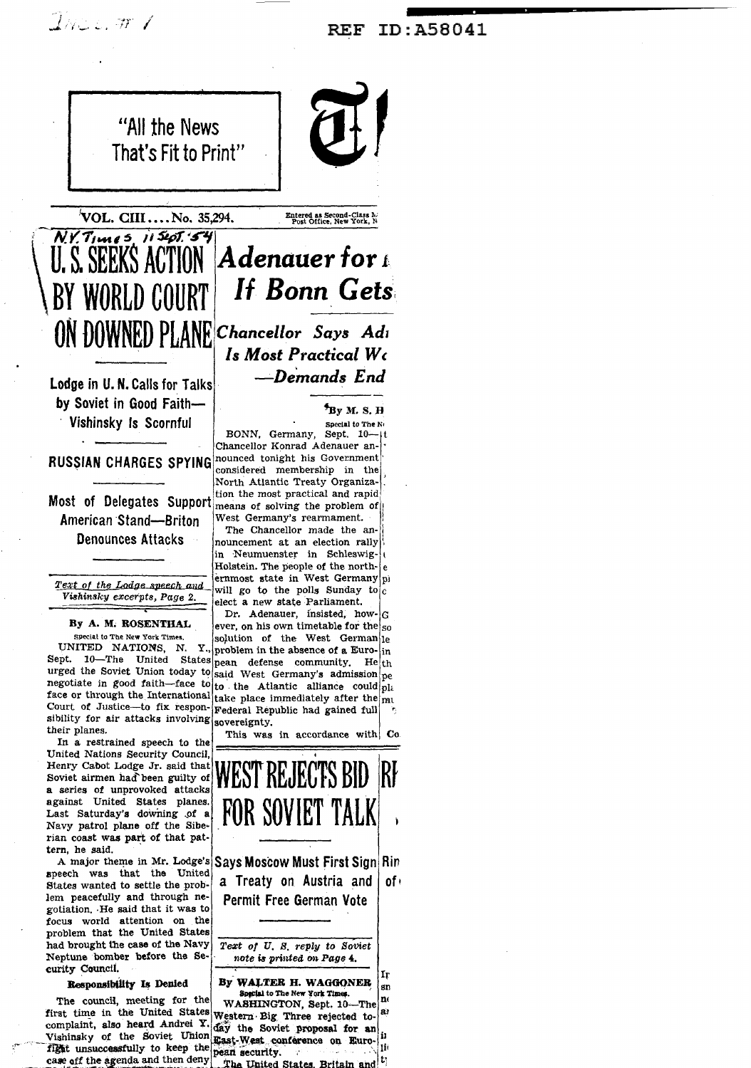REF ID:A58041

"All the News That's Fit to Print"

VOL. CIII....No. 35,294.

Entered as Second-Class M
Post Office, New York, N

N.Y. Times, 11 Sept. '54

# U.S. SEEKS ACTION BY WORLD COURT ON DOWNED PLANE

## Lodge in U. N. Calls for Talks by Soviet in Good Faith—Vishinsky Is Scornful

### RUSSIAN CHARGES SPYING

### Most of Delegates Support American Stand—Briton Denounces Attacks

*Text of the Lodge speech and Vishinsky excerpts, Page 2.*

By A. M. ROSENTHAL

Special to The New York Times.

UNITED NATIONS, N. Y., Sept. 10—The United States urged the Soviet Union today to negotiate in good faith—face to face or through the International Court of Justice—to fix responsibility for air attacks involving their planes.

In a restrained speech to the United Nations Security Council, Henry Cabot Lodge Jr. said that Soviet airmen had been guilty of a series of unprovoked attacks against United States planes. Last Saturday's downing of a Navy patrol plane off the Siberian coast was part of that pattern, he said.

A major theme in Mr. Lodge's speech was that the United States wanted to settle the problem peacefully and through negotiation. He said that it was to focus world attention on the problem that the United States had brought the case of the Navy Neptune bomber before the Security Council.

**Responsibility Is Denied**

The council, meeting for the first time in the United States complaint, also heard Andrei Y. Vishinsky of the Soviet Union fight unsuccessfully to keep the case off the agenda and then deny

# *Adenauer for* ... *If Bonn Gets* ...

## *Chancellor Says Ad... Is Most Practical W... —Demands End*

By M. S. H...

Special to The N...

BONN, Germany, Sept. 10—Chancellor Konrad Adenauer announced tonight his Government considered membership in the North Atlantic Treaty Organization the most practical and rapid means of solving the problem of West Germany's rearmament.

The Chancellor made the announcement at an election rally in Neumuenster in Schleswig-Holstein. The people of the northernmost state in West Germany will go to the polls Sunday to elect a new state Parliament.

Dr. Adenauer, insisted, however, on his own timetable for the solution of the West German problem in the absence of a European defense community. He said West Germany's admission to the Atlantic alliance could take place immediately after the Federal Republic had gained full sovereignty.

This was in accordance with

# WEST REJECTS BID FOR SOVIET TALK

## Says Moscow Must First Sign a Treaty on Austria and Permit Free German Vote

*Text of U. S. reply to Soviet note is printed on Page 4.*

By WALTER H. WAGGONER

Special to The New York Times.

WASHINGTON, Sept. 10—The Western Big Three rejected today the Soviet proposal for an East-West conference on European security.

The United States, Britain and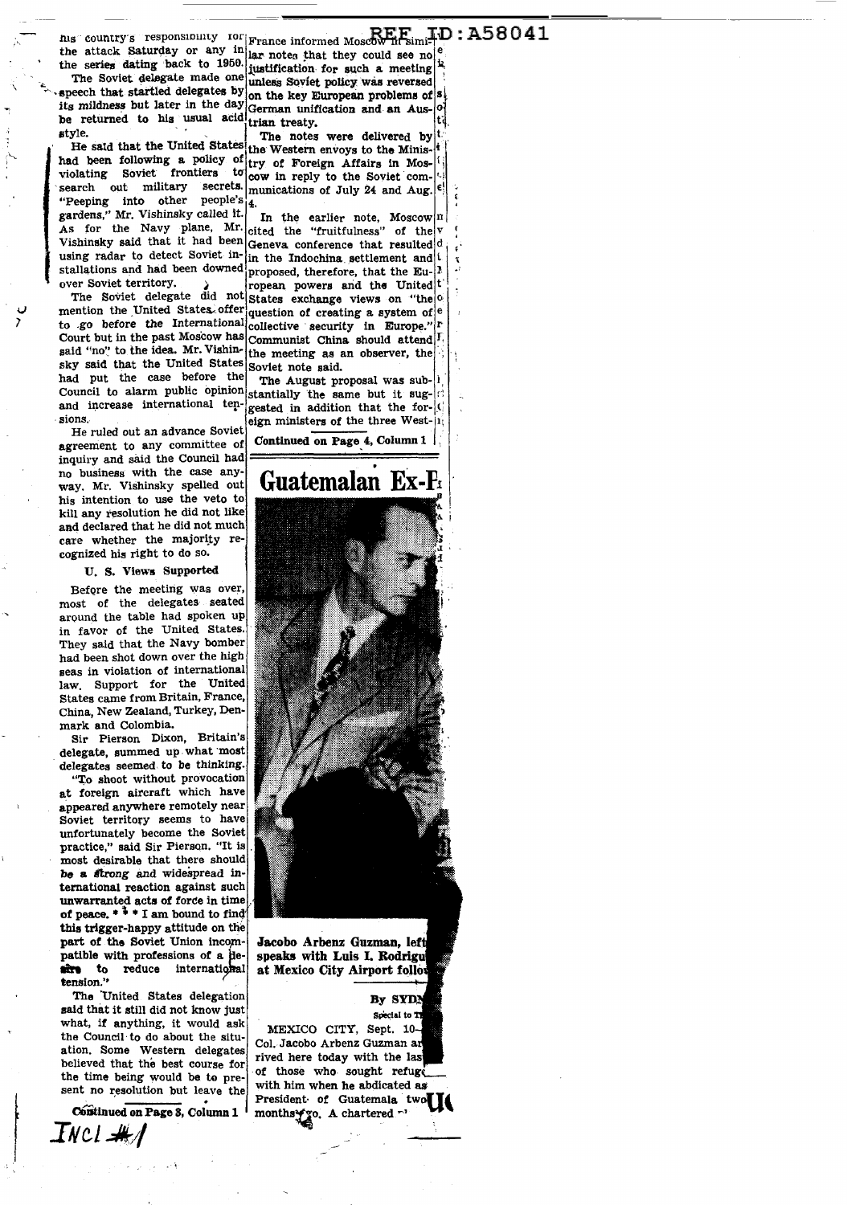REF ID:A58041

his country's responsibility for the attack Saturday or any in the series dating back to 1950.

The Soviet delegate made one speech that startled delegates by its mildness but later in the day he returned to his usual acid style.

He said that the United States had been following a policy of violating Soviet frontiers to search out military secrets. "Peeping into other people's gardens," Mr. Vishinsky called it. As for the Navy plane, Mr. Vishinsky said that it had been using radar to detect Soviet installations and had been downed over Soviet territory.

The Soviet delegate did not mention the United States offer to go before the International Court but in the past Moscow has said "no" to the idea. Mr. Vishinsky said that the United States had put the case before the Council to alarm public opinion and increase international tensions.

He ruled out an advance Soviet agreement to any committee of inquiry and said the Council had no business with the case anyway. Mr. Vishinsky spelled out his intention to use the veto to kill any resolution he did not like and declared that he did not much care whether the majority recognized his right to do so.

### U. S. Views Supported

Before the meeting was over, most of the delegates seated around the table had spoken up in favor of the United States. They said that the Navy bomber had been shot down over the high seas in violation of international law. Support for the United States came from Britain, France, China, New Zealand, Turkey, Denmark and Colombia.

Sir Pierson Dixon, Britain's delegate, summed up what most delegates seemed to be thinking.

"To shoot without provocation at foreign aircraft which have appeared anywhere remotely near Soviet territory seems to have unfortunately become the Soviet practice," said Sir Pierson. "It is most desirable that there should be a strong and widespread international reaction against such unwarranted acts of force in time of peace. * * * I am bound to find this trigger-happy attitude on the part of the Soviet Union incompatible with professions of a desire to reduce international tension."

The United States delegation said that it still did not know just what, if anything, it would ask the Council to do about the situation. Some Western delegates believed that the best course for the time being would be to present no resolution but leave the

Continued on Page 3, Column 1

France informed Moscow in similar notes that they could see no justification for such a meeting unless Soviet policy was reversed on the key European problems of German unification and an Austrian treaty.

The notes were delivered by the Western envoys to the Ministry of Foreign Affairs in Moscow in reply to the Soviet communications of July 24 and Aug. 4.

In the earlier note, Moscow cited the "fruitfulness" of the Geneva conference that resulted in the Indochina settlement and proposed, therefore, that the European powers and the United States exchange views on "the question of creating a system of collective security in Europe." Communist China should attend the meeting as an observer, the Soviet note said.

The August proposal was substantially the same but it suggested in addition that the foreign ministers of the three West-

Continued on Page 4, Column 1

## Guatemalan Ex-P

Jacobo Arbenz Guzman, left speaks with Luis I. Rodrigu at Mexico City Airport follo

By SYDN

Special to T

MEXICO CITY, Sept. 10—Col. Jacobo Arbenz Guzman ar rived here today with the las of those who sought refuge with him when he abdicated as President of Guatemala two months ago. A chartered

INCL #1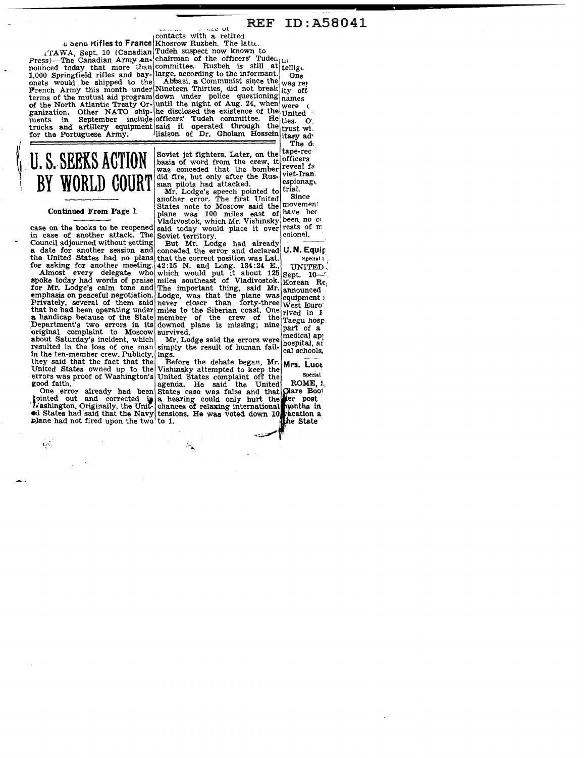REF ID:A58041

## ...to Send Rifles to France

OTTAWA, Sept. 10 (Canadian Press)—The Canadian Army announced today that more than 1,000 Springfield rifles and bayonets would be shipped to the French Army this month under terms of the mutual aid program of the North Atlantic Treaty Organization. Other NATO shipments in September include trucks and artillery equipment for the Portuguese Army.

...contacts with a retired Khosrow Ruzbeh. The latter, Tudeh suspect now known to chairman of the officers' Tudeh committee. Ruzbeh is still at large, according to the informant.

Abbasi, a Communist since the Nineteen Thirties, did not break down under police questioning until the night of Aug. 24, when he disclosed the existence of the officers' Tudeh committee. He said it operated through the liaison of Dr. Gholam Hossein

...telligence

One was rep... ity off... names were ... United ... ties. O... trust wi... itary ad...

The d... tape-rec... officers reveal fa... viet-Iran... espionage trial.

Since movemen... have bee... been no c... rests of m... colonel.

# U. S. SEEKS ACTION BY WORLD COURT

**Continued From Page 1**

case on the books to be reopened in case of another attack. The Council adjourned without setting a date for another session and the United States had no plans for asking for another meeting.

Almost every delegate who spoke today had words of praise for Mr. Lodge's calm tone and emphasis on peaceful negotiation. Privately, several of them said that he had been operating under a handicap because of the State Department's two errors in its original complaint to Moscow about Saturday's incident, which resulted in the loss of one man in the ten-member crew. Publicly, they said that the fact that the United States owned up to the errors was proof of Washington's good faith.

One error already had been pointed out and corrected in Washington. Originally, the United States had said that the Navy plane had not fired upon the two Soviet jet fighters. Later, on the basis of word from the crew, it was conceded that the bomber did fire, but only after the Russian pilots had attacked.

Mr. Lodge's speech pointed to another error. The first United States note to Moscow said the plane was 100 miles east of Vladivostok, which Mr. Vishinsky said today would place it over Soviet territory.

But Mr. Lodge had already conceded the error and declared that the correct position was Lat. 42:15 N. and Long. 134:24 E., which would put it about 125 miles southeast of Vladivostok. The important thing, said Mr. Lodge, was that the plane was never closer than forty-three miles to the Siberian coast. One member of the crew of the downed plane is missing; nine survived.

Mr. Lodge said the errors were simply the result of human failings.

Before the debate began, Mr. Vishinsky attempted to keep the United States complaint off the agenda. He said the United States case was false and that a hearing could only hurt the chances of relaxing international tensions. He was voted down 10 to 1.

## U.N. Equip...

Special t...

UNITED... Sept. 10—... Korean Re... announced equipment... West Euro... rived in P... Taegu hosp... part of a medical ap... hospital, a... cal schools.

## Mrs. Luce...

Special

ROME, S... Clare Boo... her post... months in vacation a... the State